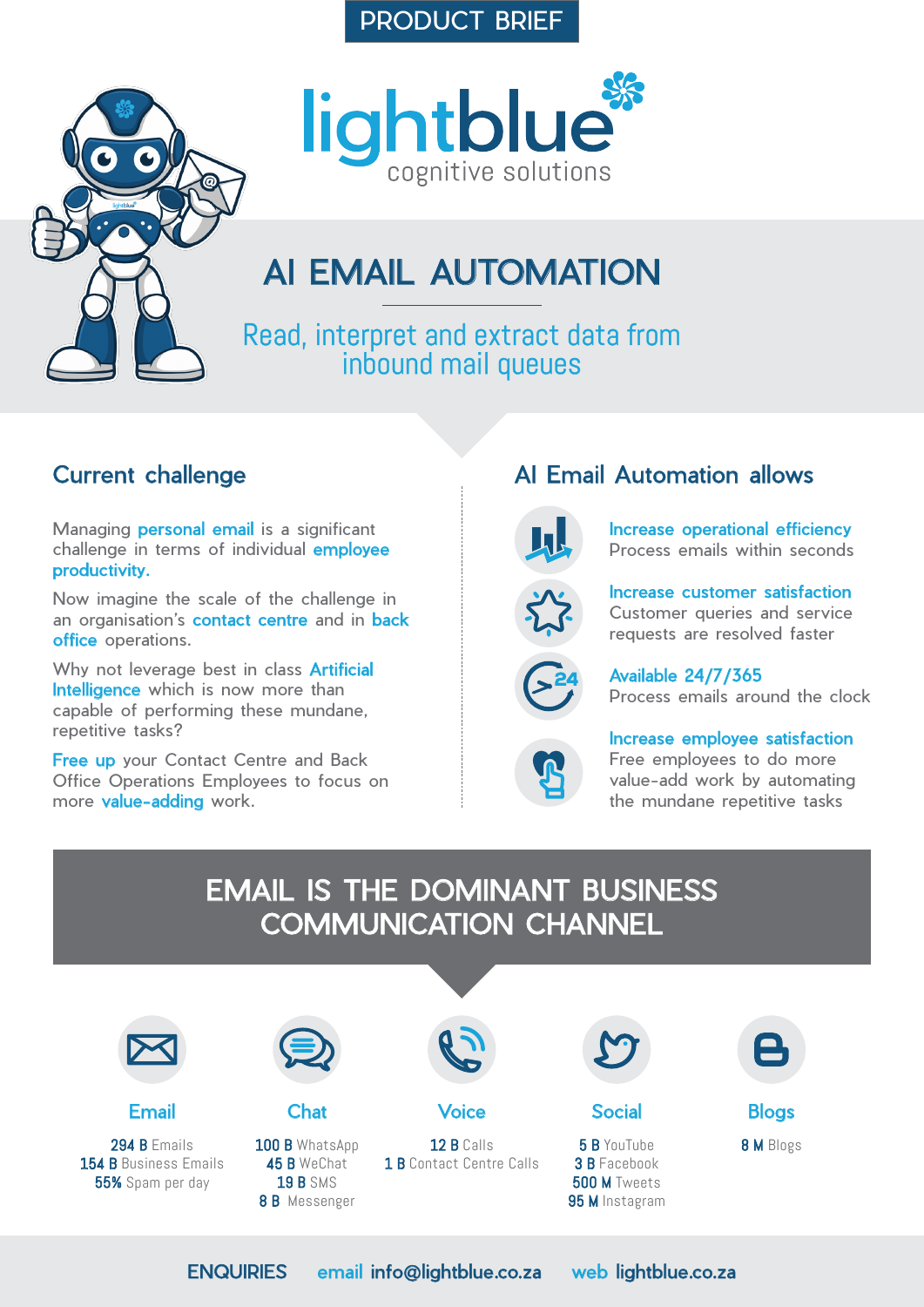PRODUCT BRIEF

lightblue
cognitive solutions

# AI EMAIL AUTOMATION

Read, interpret and extract data from inbound mail queues

## Current challenge

Managing personal email is a significant challenge in terms of individual employee productivity.

Now imagine the scale of the challenge in an organisation's contact centre and in back office operations.

Why not leverage best in class Artificial Intelligence which is now more than capable of performing these mundane, repetitive tasks?

Free up your Contact Centre and Back Office Operations Employees to focus on more value-adding work.

## AI Email Automation allows

**Increase operational efficiency**
Process emails within seconds

**Increase customer satisfaction**
Customer queries and service requests are resolved faster

**Available 24/7/365**
Process emails around the clock

**Increase employee satisfaction**
Free employees to do more value-add work by automating the mundane repetitive tasks

## EMAIL IS THE DOMINANT BUSINESS COMMUNICATION CHANNEL

### Email
- **294 B** Emails
- **154 B** Business Emails
- **55%** Spam per day

### Chat
- **100 B** WhatsApp
- **45 B** WeChat
- **19 B** SMS
- **8 B** Messenger

### Voice
- **12 B** Calls
- **1 B** Contact Centre Calls

### Social
- **5 B** YouTube
- **3 B** Facebook
- **500 M** Tweets
- **95 M** Instagram

### Blogs
- **8 M** Blogs

ENQUIRIES  email info@lightblue.co.za  web lightblue.co.za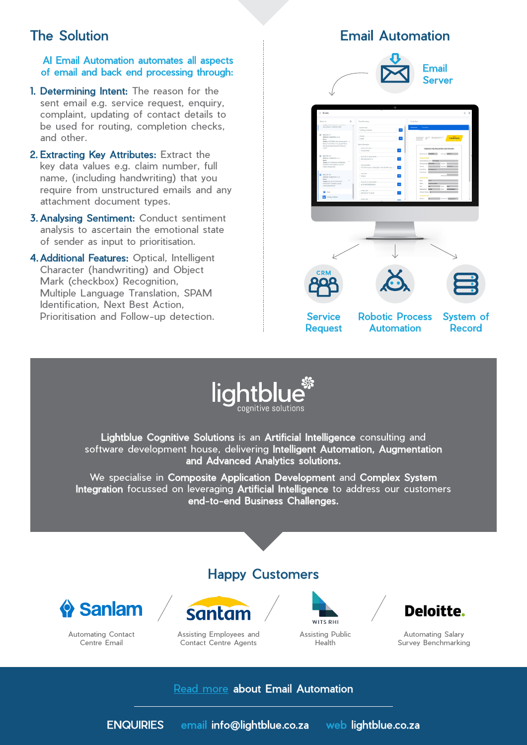## The Solution

AI Email Automation automates all aspects of email and back end processing through:

1. **Determining Intent:** The reason for the sent email e.g. service request, enquiry, complaint, updating of contact details to be used for routing, completion checks, and other.
2. **Extracting Key Attributes:** Extract the key data values e.g. claim number, full name, (including handwriting) that you require from unstructured emails and any attachment document types.
3. **Analysing Sentiment:** Conduct sentiment analysis to ascertain the emotional state of sender as input to prioritisation.
4. **Additional Features:** Optical, Intelligent Character (handwriting) and Object Mark (checkbox) Recognition, Multiple Language Translation, SPAM Identification, Next Best Action, Prioritisation and Follow-up detection.

## Email Automation

Email Server

CRM

Service Request

Robotic Process Automation

System of Record

lightblue
cognitive solutions

**Lightblue Cognitive Solutions** is an **Artificial Intelligence** consulting and software development house, delivering **Intelligent Automation, Augmentation and Advanced Analytics solutions.**

We specialise in **Composite Application Development** and **Complex System Integration** focussed on leveraging **Artificial Intelligence** to address our customers **end-to-end Business Challenges.**

## Happy Customers

Sanlam
Automating Contact Centre Email

santam
Assisting Employees and Contact Centre Agents

WITS RHI
Assisting Public Health

Deloitte.
Automating Salary Survey Benchmarking

Read more about Email Automation

ENQUIRIES email info@lightblue.co.za web lightblue.co.za